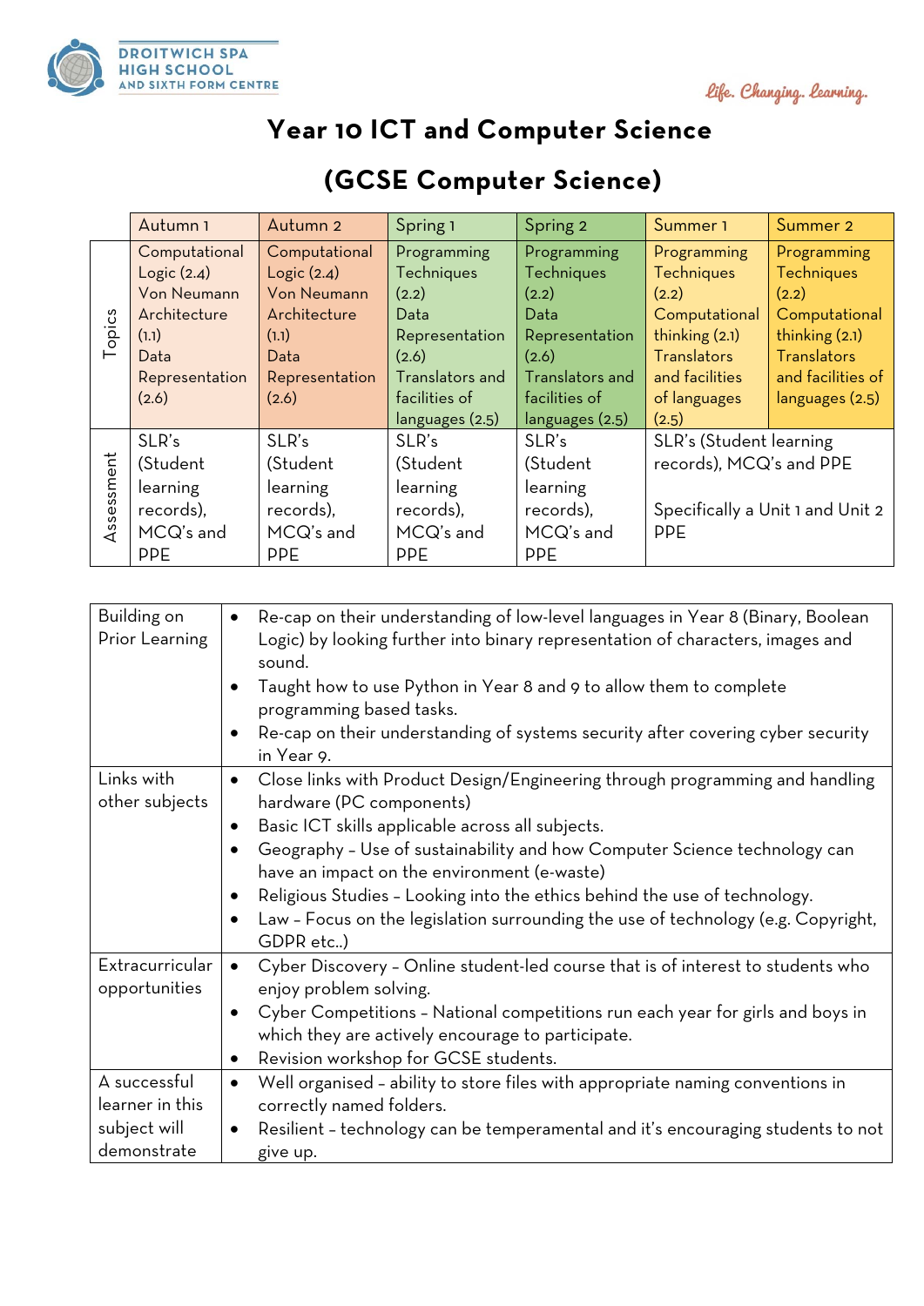DROITWICH SPA HIGH SCHOOL AND SIXTH FORM CENTRE

*Life. Changing. Learning.*

# Year 10 ICT and Computer Science

# (GCSE Computer Science)

| | Autumn 1 | Autumn 2 | Spring 1 | Spring 2 | Summer 1 | Summer 2 |
|---|---|---|---|---|---|---|
| Topics | Computational Logic (2.4) Von Neumann Architecture (1.1) Data Representation (2.6) | Computational Logic (2.4) Von Neumann Architecture (1.1) Data Representation (2.6) | Programming Techniques (2.2) Data Representation (2.6) Translators and facilities of languages (2.5) | Programming Techniques (2.2) Data Representation (2.6) Translators and facilities of languages (2.5) | Programming Techniques (2.2) Computational thinking (2.1) Translators and facilities of languages (2.5) | Programming Techniques (2.2) Computational thinking (2.1) Translators and facilities of languages (2.5) |
| Assessment | SLR's (Student learning records), MCQ's and PPE | SLR's (Student learning records), MCQ's and PPE | SLR's (Student learning records), MCQ's and PPE | SLR's (Student learning records), MCQ's and PPE | SLR's (Student learning records), MCQ's and PPE<br><br>Specifically a Unit 1 and Unit 2 PPE | |

| | |
|---|---|
| Building on Prior Learning | • Re-cap on their understanding of low-level languages in Year 8 (Binary, Boolean Logic) by looking further into binary representation of characters, images and sound.<br>• Taught how to use Python in Year 8 and 9 to allow them to complete programming based tasks.<br>• Re-cap on their understanding of systems security after covering cyber security in Year 9. |
| Links with other subjects | • Close links with Product Design/Engineering through programming and handling hardware (PC components)<br>• Basic ICT skills applicable across all subjects.<br>• Geography – Use of sustainability and how Computer Science technology can have an impact on the environment (e-waste)<br>• Religious Studies – Looking into the ethics behind the use of technology.<br>• Law – Focus on the legislation surrounding the use of technology (e.g. Copyright, GDPR etc..) |
| Extracurricular opportunities | • Cyber Discovery – Online student-led course that is of interest to students who enjoy problem solving.<br>• Cyber Competitions – National competitions run each year for girls and boys in which they are actively encourage to participate.<br>• Revision workshop for GCSE students. |
| A successful learner in this subject will demonstrate | • Well organised – ability to store files with appropriate naming conventions in correctly named folders.<br>• Resilient – technology can be temperamental and it's encouraging students to not give up. |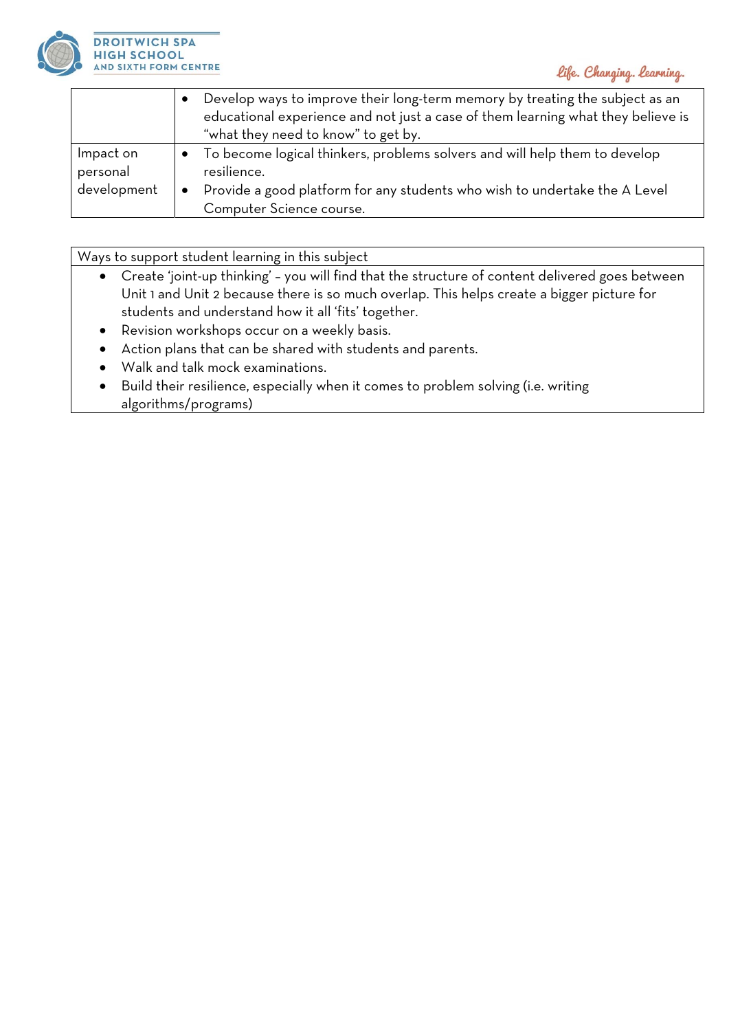| | |
|---|---|
| | • Develop ways to improve their long-term memory by treating the subject as an educational experience and not just a case of them learning what they believe is "what they need to know" to get by. |
| Impact on personal development | • To become logical thinkers, problems solvers and will help them to develop resilience.<br>• Provide a good platform for any students who wish to undertake the A Level Computer Science course. |

| Ways to support student learning in this subject |
|---|
| • Create 'joint-up thinking' – you will find that the structure of content delivered goes between Unit 1 and Unit 2 because there is so much overlap. This helps create a bigger picture for students and understand how it all 'fits' together.<br>• Revision workshops occur on a weekly basis.<br>• Action plans that can be shared with students and parents.<br>• Walk and talk mock examinations.<br>• Build their resilience, especially when it comes to problem solving (i.e. writing algorithms/programs) |